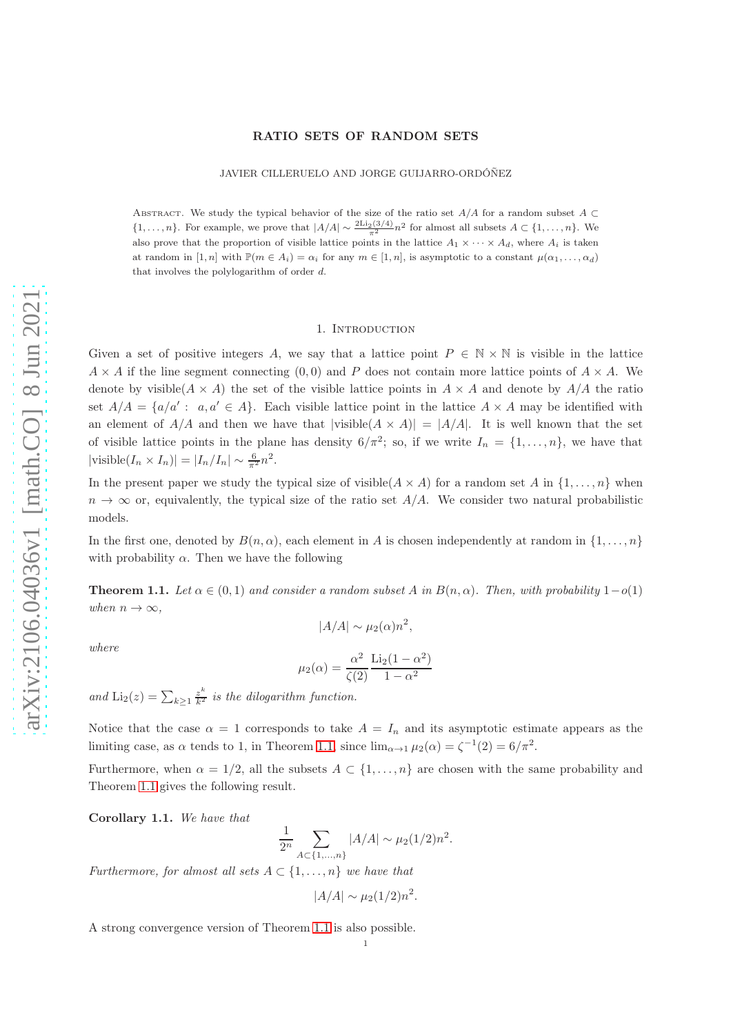# RATIO SETS OF RANDOM SETS

JAVIER CILLERUELO AND JORGE GUIJARRO-ORDÓÑEZ

Abstract. We study the typical behavior of the size of the ratio set $A/A$ for a random subset $A \subset \{1, \dots, n\}$. For example, we prove that $|A/A| \sim \frac{2\mathrm{Li}_2(3/4)}{\pi^2} n^2$ for almost all subsets $A \subset \{1, \dots, n\}$. We also prove that the proportion of visible lattice points in the lattice $A_1 \times \cdots \times A_d$, where $A_i$ is taken at random in $[1, n]$ with $\mathbb{P}(m \in A_i) = \alpha_i$ for any $m \in [1, n]$, is asymptotic to a constant $\mu(\alpha_1, \dots, \alpha_d)$ that involves the polylogarithm of order $d$.

## 1. Introduction

Given a set of positive integers $A$, we say that a lattice point $P \in \mathbb{N} \times \mathbb{N}$ is visible in the lattice $A \times A$ if the line segment connecting $(0, 0)$ and $P$ does not contain more lattice points of $A \times A$. We denote by visible$(A \times A)$ the set of the visible lattice points in $A \times A$ and denote by $A/A$ the ratio set $A/A = \{a/a' : \ a, a' \in A\}$. Each visible lattice point in the lattice $A \times A$ may be identified with an element of $A/A$ and then we have that $|\text{visible}(A \times A)| = |A/A|$. It is well known that the set of visible lattice points in the plane has density $6/\pi^2$; so, if we write $I_n = \{1, \dots, n\}$, we have that $|\text{visible}(I_n \times I_n)| = |I_n/I_n| \sim \frac{6}{\pi^2} n^2$.

In the present paper we study the typical size of visible$(A \times A)$ for a random set $A$ in $\{1, \dots, n\}$ when $n \to \infty$ or, equivalently, the typical size of the ratio set $A/A$. We consider two natural probabilistic models.

In the first one, denoted by $B(n, \alpha)$, each element in $A$ is chosen independently at random in $\{1, \dots, n\}$ with probability $\alpha$. Then we have the following

**Theorem 1.1.** *Let $\alpha \in (0, 1)$ and consider a random subset $A$ in $B(n, \alpha)$. Then, with probability $1 - o(1)$ when $n \to \infty$,*

$$|A/A| \sim \mu_2(\alpha) n^2,$$

*where*

$$\mu_2(\alpha) = \frac{\alpha^2}{\zeta(2)} \frac{\mathrm{Li}_2(1 - \alpha^2)}{1 - \alpha^2}$$

*and $\mathrm{Li}_2(z) = \sum_{k \geq 1} \frac{z^k}{k^2}$ is the dilogarithm function.*

Notice that the case $\alpha = 1$ corresponds to take $A = I_n$ and its asymptotic estimate appears as the limiting case, as $\alpha$ tends to 1, in Theorem 1.1, since $\lim_{\alpha \to 1} \mu_2(\alpha) = \zeta^{-1}(2) = 6/\pi^2$.

Furthermore, when $\alpha = 1/2$, all the subsets $A \subset \{1, \dots, n\}$ are chosen with the same probability and Theorem 1.1 gives the following result.

**Corollary 1.1.** *We have that*

$$\frac{1}{2^n} \sum_{A \subset \{1, \dots, n\}} |A/A| \sim \mu_2(1/2) n^2.$$

*Furthermore, for almost all sets $A \subset \{1, \dots, n\}$ we have that*

$$|A/A| \sim \mu_2(1/2) n^2.$$

A strong convergence version of Theorem 1.1 is also possible.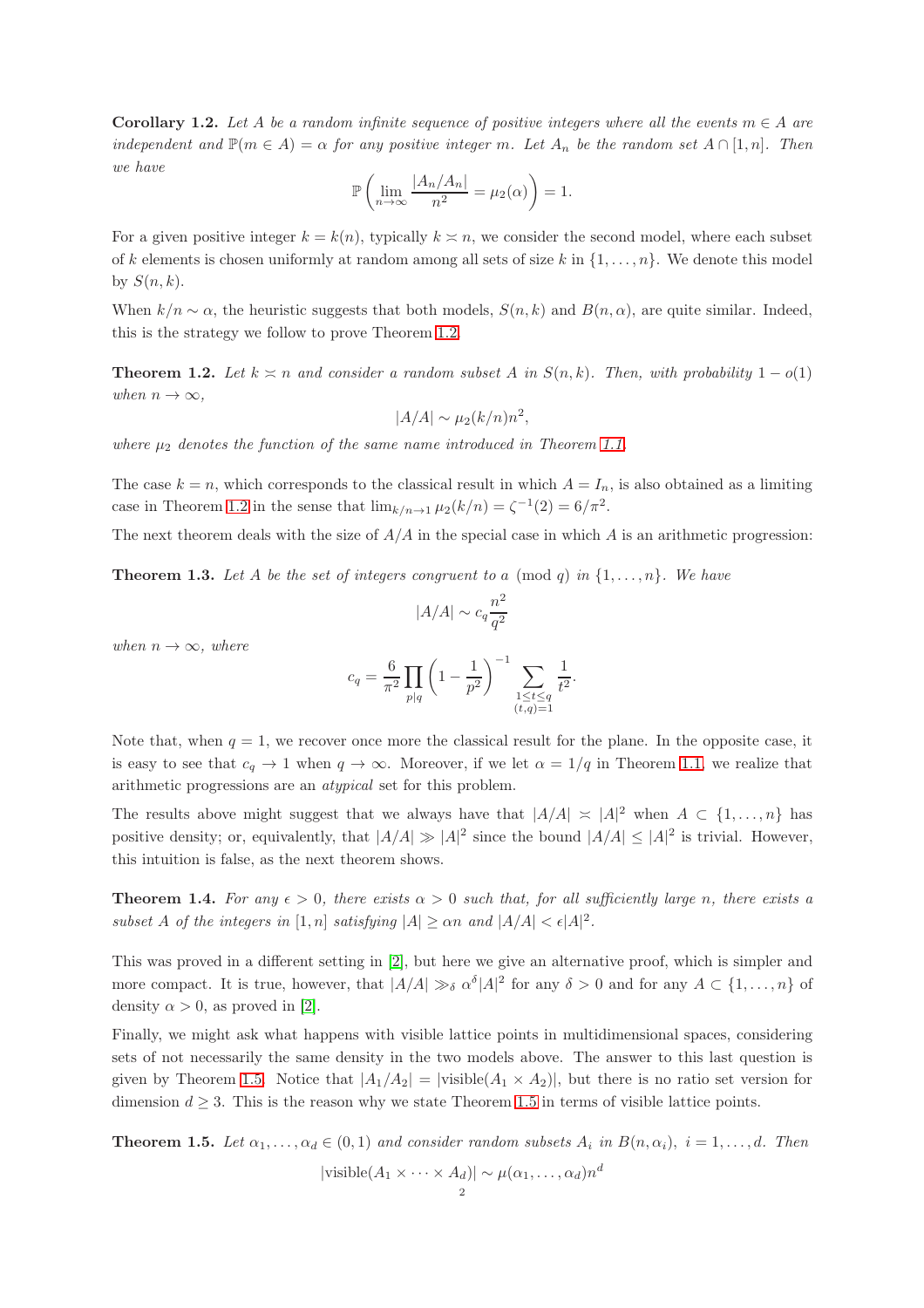**Corollary 1.2.** *Let $A$ be a random infinite sequence of positive integers where all the events $m \in A$ are independent and $\mathbb{P}(m \in A) = \alpha$ for any positive integer $m$. Let $A_n$ be the random set $A \cap [1, n]$. Then we have*

$$\mathbb{P}\left( \lim_{n\to\infty} \frac{|A_n/A_n|}{n^2} = \mu_2(\alpha) \right) = 1.$$

For a given positive integer $k = k(n)$, typically $k \asymp n$, we consider the second model, where each subset of $k$ elements is chosen uniformly at random among all sets of size $k$ in $\{1, \ldots, n\}$. We denote this model by $S(n, k)$.

When $k/n \sim \alpha$, the heuristic suggests that both models, $S(n, k)$ and $B(n, \alpha)$, are quite similar. Indeed, this is the strategy we follow to prove Theorem 1.2.

**Theorem 1.2.** *Let $k \asymp n$ and consider a random subset $A$ in $S(n, k)$. Then, with probability $1 - o(1)$ when $n \to \infty$,*

$$|A/A| \sim \mu_2(k/n) n^2,$$

*where $\mu_2$ denotes the function of the same name introduced in Theorem 1.1.*

The case $k = n$, which corresponds to the classical result in which $A = I_n$, is also obtained as a limiting case in Theorem 1.2 in the sense that $\lim_{k/n\to 1} \mu_2(k/n) = \zeta^{-1}(2) = 6/\pi^2$.

The next theorem deals with the size of $A/A$ in the special case in which $A$ is an arithmetic progression:

**Theorem 1.3.** *Let $A$ be the set of integers congruent to $a \pmod q$ in $\{1, \ldots, n\}$. We have*

$$|A/A| \sim c_q \frac{n^2}{q^2}$$

*when $n \to \infty$, where*

$$c_q = \frac{6}{\pi^2} \prod_{p|q} \left(1 - \frac{1}{p^2}\right)^{-1} \sum_{\substack{1\le t\le q \\ (t,q)=1}} \frac{1}{t^2}.$$

Note that, when $q = 1$, we recover once more the classical result for the plane. In the opposite case, it is easy to see that $c_q \to 1$ when $q \to \infty$. Moreover, if we let $\alpha = 1/q$ in Theorem 1.1, we realize that arithmetic progressions are an *atypical* set for this problem.

The results above might suggest that we always have that $|A/A| \asymp |A|^2$ when $A \subset \{1, \ldots, n\}$ has positive density; or, equivalently, that $|A/A| \gg |A|^2$ since the bound $|A/A| \le |A|^2$ is trivial. However, this intuition is false, as the next theorem shows.

**Theorem 1.4.** *For any $\epsilon > 0$, there exists $\alpha > 0$ such that, for all sufficiently large $n$, there exists a subset $A$ of the integers in $[1, n]$ satisfying $|A| \ge \alpha n$ and $|A/A| < \epsilon |A|^2$.*

This was proved in a different setting in [2], but here we give an alternative proof, which is simpler and more compact. It is true, however, that $|A/A| \gg_\delta \alpha^\delta |A|^2$ for any $\delta > 0$ and for any $A \subset \{1, \ldots, n\}$ of density $\alpha > 0$, as proved in [2].

Finally, we might ask what happens with visible lattice points in multidimensional spaces, considering sets of not necessarily the same density in the two models above. The answer to this last question is given by Theorem 1.5. Notice that $|A_1/A_2| = |\text{visible}(A_1 \times A_2)|$, but there is no ratio set version for dimension $d \ge 3$. This is the reason why we state Theorem 1.5 in terms of visible lattice points.

**Theorem 1.5.** *Let $\alpha_1, \ldots, \alpha_d \in (0, 1)$ and consider random subsets $A_i$ in $B(n, \alpha_i)$, $i = 1, \ldots, d$. Then*

$$|\text{visible}(A_1 \times \cdots \times A_d)| \sim \mu(\alpha_1, \ldots, \alpha_d) n^d$$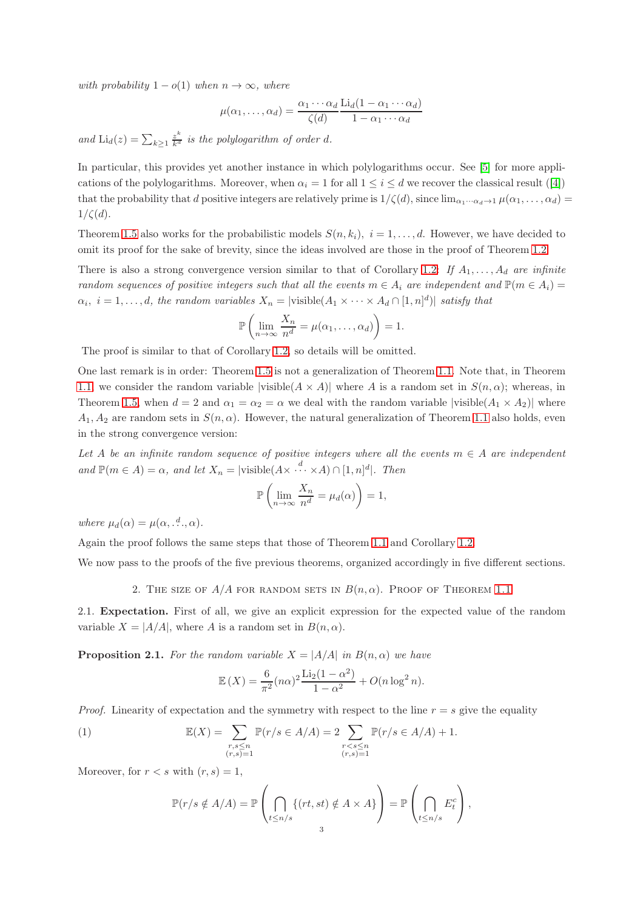*with probability* $1 - o(1)$ *when* $n \to \infty$*, where*

$$\mu(\alpha_1, \ldots, \alpha_d) = \frac{\alpha_1 \cdots \alpha_d}{\zeta(d)} \frac{\mathrm{Li}_d(1 - \alpha_1 \cdots \alpha_d)}{1 - \alpha_1 \cdots \alpha_d}$$

*and* $\mathrm{Li}_d(z) = \sum_{k \geq 1} \frac{z^k}{k^d}$ *is the polylogarithm of order* $d$*.*

In particular, this provides yet another instance in which polylogarithms occur. See [5] for more applications of the polylogarithms. Moreover, when $\alpha_i = 1$ for all $1 \leq i \leq d$ we recover the classical result ([4]) that the probability that $d$ positive integers are relatively prime is $1/\zeta(d)$, since $\lim_{\alpha_1 \cdots \alpha_d \to 1} \mu(\alpha_1, \ldots, \alpha_d) = 1/\zeta(d)$.

Theorem 1.5 also works for the probabilistic models $S(n, k_i),\ i = 1, \ldots, d$. However, we have decided to omit its proof for the sake of brevity, since the ideas involved are those in the proof of Theorem 1.2.

There is also a strong convergence version similar to that of Corollary 1.2: *If* $A_1, \ldots, A_d$ *are infinite random sequences of positive integers such that all the events* $m \in A_i$ *are independent and* $\mathbb{P}(m \in A_i) = \alpha_i,\ i = 1, \ldots, d$*, the random variables* $X_n = |\mathrm{visible}(A_1 \times \cdots \times A_d \cap [1, n]^d)|$ *satisfy that*

$$\mathbb{P}\left( \lim_{n \to \infty} \frac{X_n}{n^d} = \mu(\alpha_1, \ldots, \alpha_d) \right) = 1.$$

The proof is similar to that of Corollary 1.2, so details will be omitted.

One last remark is in order: Theorem 1.5 is not a generalization of Theorem 1.1. Note that, in Theorem 1.1, we consider the random variable $|\mathrm{visible}(A \times A)|$ where $A$ is a random set in $S(n, \alpha)$; whereas, in Theorem 1.5, when $d = 2$ and $\alpha_1 = \alpha_2 = \alpha$ we deal with the random variable $|\mathrm{visible}(A_1 \times A_2)|$ where $A_1, A_2$ are random sets in $S(n, \alpha)$. However, the natural generalization of Theorem 1.1 also holds, even in the strong convergence version:

*Let* $A$ *be an infinite random sequence of positive integers where all the events* $m \in A$ *are independent and* $\mathbb{P}(m \in A) = \alpha$*, and let* $X_n = |\mathrm{visible}(A \times \overset{d}{\cdots} \times A) \cap [1, n]^d|$*. Then*

$$\mathbb{P}\left( \lim_{n \to \infty} \frac{X_n}{n^d} = \mu_d(\alpha) \right) = 1,$$

*where* $\mu_d(\alpha) = \mu(\alpha, \overset{d}{\ldots}, \alpha)$*.*

Again the proof follows the same steps that those of Theorem 1.1 and Corollary 1.2.

We now pass to the proofs of the five previous theorems, organized accordingly in five different sections.

## 2. The size of $A/A$ for random sets in $B(n, \alpha)$. Proof of Theorem 1.1

2.1. **Expectation.** First of all, we give an explicit expression for the expected value of the random variable $X = |A/A|$, where $A$ is a random set in $B(n, \alpha)$.

**Proposition 2.1.** *For the random variable* $X = |A/A|$ *in* $B(n, \alpha)$ *we have*

$$\mathbb{E}(X) = \frac{6}{\pi^2} (n\alpha)^2 \frac{\mathrm{Li}_2(1 - \alpha^2)}{1 - \alpha^2} + O(n \log^2 n).$$

*Proof.* Linearity of expectation and the symmetry with respect to the line $r = s$ give the equality

$$\mathbb{E}(X) = \sum_{\substack{r, s \leq n \\ (r,s) = 1}} \mathbb{P}(r/s \in A/A) = 2 \sum_{\substack{r < s \leq n \\ (r,s) = 1}} \mathbb{P}(r/s \in A/A) + 1. \tag{1}$$

Moreover, for $r < s$ with $(r, s) = 1$,

$$\mathbb{P}(r/s \notin A/A) = \mathbb{P}\left( \bigcap_{t \leq n/s} \{(rt, st) \notin A \times A\} \right) = \mathbb{P}\left( \bigcap_{t \leq n/s} E_t^c \right),$$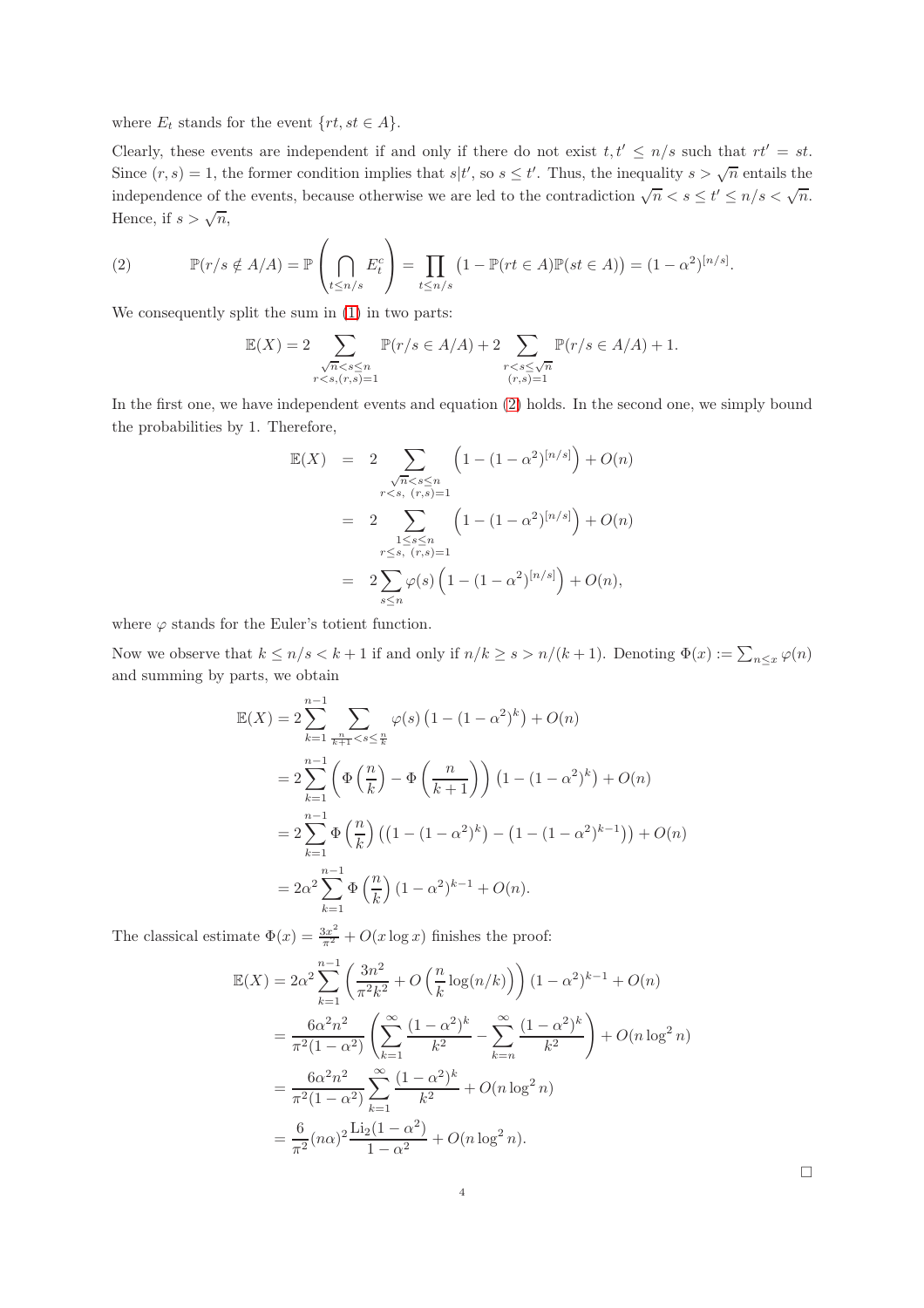where $E_t$ stands for the event $\{rt, st \in A\}$.

Clearly, these events are independent if and only if there do not exist $t, t' \leq n/s$ such that $rt' = st$. Since $(r, s) = 1$, the former condition implies that $s | t'$, so $s \leq t'$. Thus, the inequality $s > \sqrt{n}$ entails the independence of the events, because otherwise we are led to the contradiction $\sqrt{n} < s \leq t' \leq n/s < \sqrt{n}$. Hence, if $s > \sqrt{n}$,

$$\mathbb{P}(r/s \notin A/A) = \mathbb{P}\left(\bigcap_{t \leq n/s} E_t^c\right) = \prod_{t \leq n/s} \left(1 - \mathbb{P}(rt \in A)\mathbb{P}(st \in A)\right) = (1-\alpha^2)^{[n/s]}. \tag{2}$$

We consequently split the sum in (1) in two parts:

$$\mathbb{E}(X) = 2 \sum_{\substack{\sqrt{n} < s \leq n \\ r<s, (r,s)=1}} \mathbb{P}(r/s \in A/A) + 2 \sum_{\substack{r<s\leq\sqrt{n} \\ (r,s)=1}} \mathbb{P}(r/s \in A/A) + 1.$$

In the first one, we have independent events and equation (2) holds. In the second one, we simply bound the probabilities by 1. Therefore,

$$\begin{aligned}
\mathbb{E}(X) &= 2 \sum_{\substack{\sqrt{n} < s \leq n \\ r<s,\ (r,s)=1}} \left(1 - (1-\alpha^2)^{[n/s]}\right) + O(n) \\
&= 2 \sum_{\substack{1 \leq s \leq n \\ r\leq s,\ (r,s)=1}} \left(1 - (1-\alpha^2)^{[n/s]}\right) + O(n) \\
&= 2 \sum_{s \leq n} \varphi(s) \left(1 - (1-\alpha^2)^{[n/s]}\right) + O(n),
\end{aligned}$$

where $\varphi$ stands for the Euler's totient function.

Now we observe that $k \leq n/s < k+1$ if and only if $n/k \geq s > n/(k+1)$. Denoting $\Phi(x) := \sum_{n \leq x} \varphi(n)$ and summing by parts, we obtain

$$\begin{aligned}
\mathbb{E}(X) &= 2 \sum_{k=1}^{n-1} \sum_{\frac{n}{k+1} < s \leq \frac{n}{k}} \varphi(s) \left(1 - (1-\alpha^2)^k\right) + O(n) \\
&= 2 \sum_{k=1}^{n-1} \left(\Phi\left(\frac{n}{k}\right) - \Phi\left(\frac{n}{k+1}\right)\right) \left(1 - (1-\alpha^2)^k\right) + O(n) \\
&= 2 \sum_{k=1}^{n-1} \Phi\left(\frac{n}{k}\right) \left(\left(1 - (1-\alpha^2)^k\right) - \left(1 - (1-\alpha^2)^{k-1}\right)\right) + O(n) \\
&= 2\alpha^2 \sum_{k=1}^{n-1} \Phi\left(\frac{n}{k}\right) (1-\alpha^2)^{k-1} + O(n).
\end{aligned}$$

The classical estimate $\Phi(x) = \frac{3x^2}{\pi^2} + O(x \log x)$ finishes the proof:

$$\begin{aligned}
\mathbb{E}(X) &= 2\alpha^2 \sum_{k=1}^{n-1} \left(\frac{3n^2}{\pi^2 k^2} + O\left(\frac{n}{k}\log(n/k)\right)\right) (1-\alpha^2)^{k-1} + O(n) \\
&= \frac{6\alpha^2 n^2}{\pi^2(1-\alpha^2)} \left(\sum_{k=1}^{\infty} \frac{(1-\alpha^2)^k}{k^2} - \sum_{k=n}^{\infty} \frac{(1-\alpha^2)^k}{k^2}\right) + O(n \log^2 n) \\
&= \frac{6\alpha^2 n^2}{\pi^2(1-\alpha^2)} \sum_{k=1}^{\infty} \frac{(1-\alpha^2)^k}{k^2} + O(n \log^2 n) \\
&= \frac{6}{\pi^2} (n\alpha)^2 \frac{\mathrm{Li}_2(1-\alpha^2)}{1-\alpha^2} + O(n \log^2 n).
\end{aligned}$$

□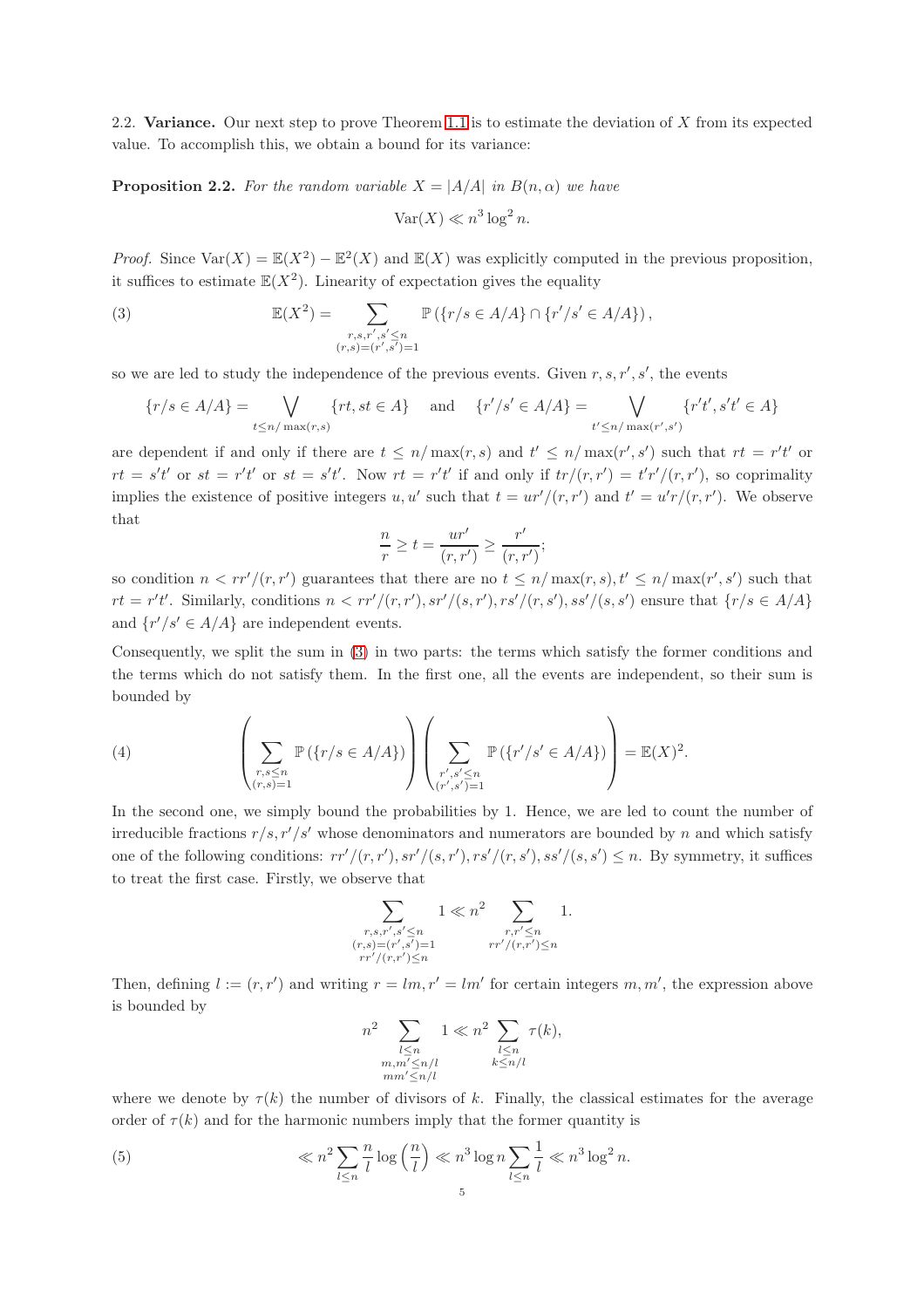2.2. **Variance.** Our next step to prove Theorem 1.1 is to estimate the deviation of $X$ from its expected value. To accomplish this, we obtain a bound for its variance:

**Proposition 2.2.** *For the random variable $X = |A/A|$ in $B(n, \alpha)$ we have*

$$\mathrm{Var}(X) \ll n^3 \log^2 n.$$

*Proof.* Since $\mathrm{Var}(X) = \mathbb{E}(X^2) - \mathbb{E}^2(X)$ and $\mathbb{E}(X)$ was explicitly computed in the previous proposition, it suffices to estimate $\mathbb{E}(X^2)$. Linearity of expectation gives the equality

$$\mathbb{E}(X^2) = \sum_{\substack{r,s,r',s' \leq n \\ (r,s)=(r',s')=1}} \mathbb{P}\left(\{r/s \in A/A\} \cap \{r'/s' \in A/A\}\right), \tag{3}$$

so we are led to study the independence of the previous events. Given $r, s, r', s'$, the events

$$\{r/s \in A/A\} = \bigvee_{t \leq n/\max(r,s)} \{rt, st \in A\} \quad \text{and} \quad \{r'/s' \in A/A\} = \bigvee_{t' \leq n/\max(r',s')} \{r't', s't' \in A\}$$

are dependent if and only if there are $t \leq n/\max(r,s)$ and $t' \leq n/\max(r',s')$ such that $rt = r't'$ or $rt = s't'$ or $st = r't'$ or $st = s't'$. Now $rt = r't'$ if and only if $tr/(r,r') = t'r'/(r,r')$, so coprimality implies the existence of positive integers $u, u'$ such that $t = ur'/(r,r')$ and $t' = u'r/(r,r')$. We observe that

$$\frac{n}{r} \geq t = \frac{ur'}{(r,r')} \geq \frac{r'}{(r,r')};$$

so condition $n < rr'/(r,r')$ guarantees that there are no $t \leq n/\max(r,s), t' \leq n/\max(r',s')$ such that $rt = r't'$. Similarly, conditions $n < rr'/(r,r'), sr'/(s,r'), rs'/(r,s'), ss'/(s,s')$ ensure that $\{r/s \in A/A\}$ and $\{r'/s' \in A/A\}$ are independent events.

Consequently, we split the sum in (3) in two parts: the terms which satisfy the former conditions and the terms which do not satisfy them. In the first one, all the events are independent, so their sum is bounded by

$$\left(\sum_{\substack{r,s \leq n \\ (r,s)=1}} \mathbb{P}\left(\{r/s \in A/A\}\right)\right)\left(\sum_{\substack{r',s' \leq n \\ (r',s')=1}} \mathbb{P}\left(\{r'/s' \in A/A\}\right)\right) = \mathbb{E}(X)^2. \tag{4}$$

In the second one, we simply bound the probabilities by 1. Hence, we are led to count the number of irreducible fractions $r/s, r'/s'$ whose denominators and numerators are bounded by $n$ and which satisfy one of the following conditions: $rr'/(r,r'), sr'/(s,r'), rs'/(r,s'), ss'/(s,s') \leq n$. By symmetry, it suffices to treat the first case. Firstly, we observe that

$$\sum_{\substack{r,s,r',s' \leq n \\ (r,s)=(r',s')=1 \\ rr'/(r,r') \leq n}} 1 \ll n^2 \sum_{\substack{r,r' \leq n \\ rr'/(r,r') \leq n}} 1.$$

Then, defining $l := (r, r')$ and writing $r = lm, r' = lm'$ for certain integers $m, m'$, the expression above is bounded by

$$n^2 \sum_{\substack{l \leq n \\ m,m' \leq n/l \\ mm' \leq n/l}} 1 \ll n^2 \sum_{\substack{l \leq n \\ k \leq n/l}} \tau(k),$$

where we denote by $\tau(k)$ the number of divisors of $k$. Finally, the classical estimates for the average order of $\tau(k)$ and for the harmonic numbers imply that the former quantity is

$$\ll n^2 \sum_{l \leq n} \frac{n}{l} \log\left(\frac{n}{l}\right) \ll n^3 \log n \sum_{l \leq n} \frac{1}{l} \ll n^3 \log^2 n. \tag{5}$$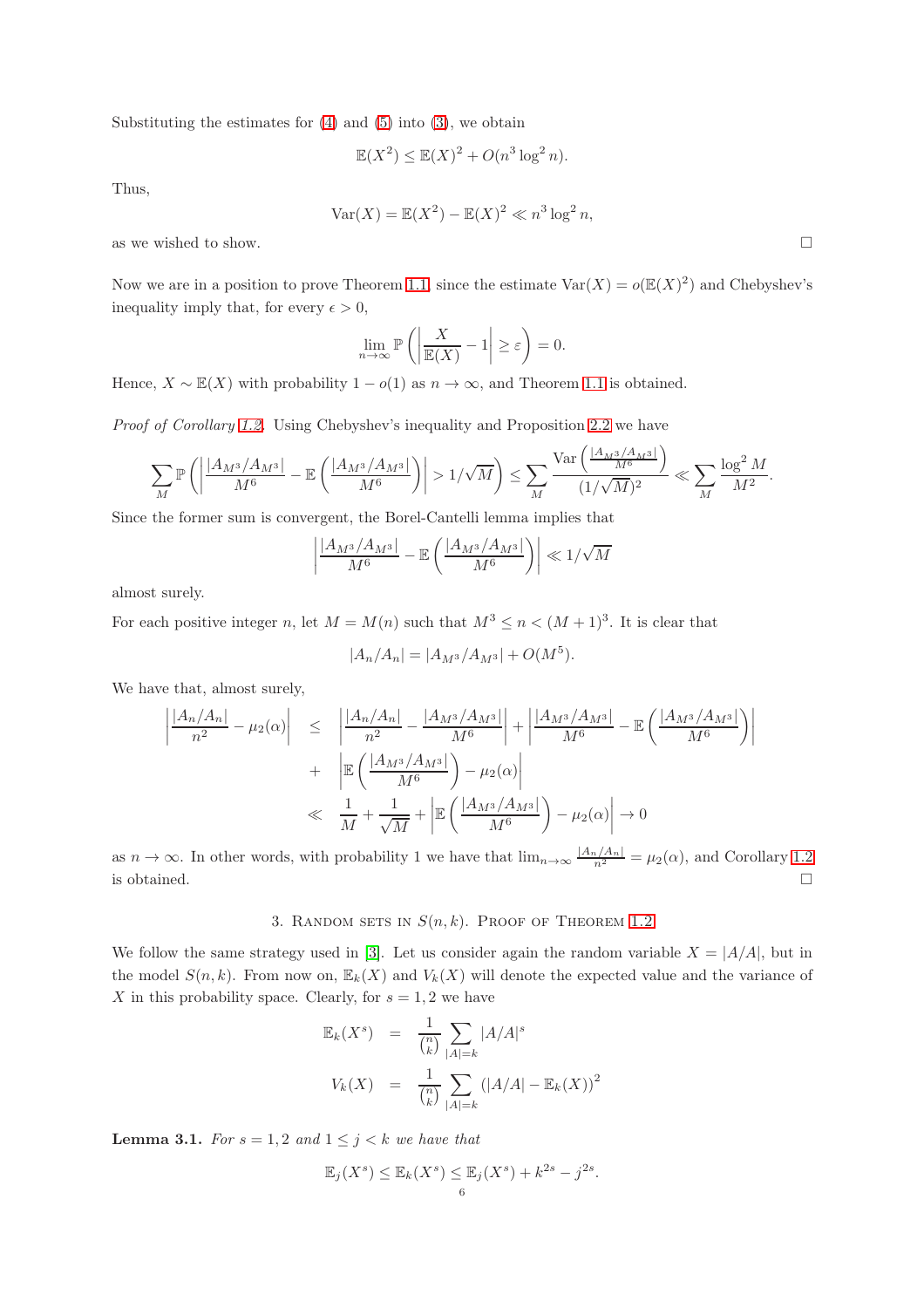Substituting the estimates for (4) and (5) into (3), we obtain

$$\mathbb{E}(X^2) \leq \mathbb{E}(X)^2 + O(n^3 \log^2 n).$$

Thus,

$$\mathrm{Var}(X) = \mathbb{E}(X^2) - \mathbb{E}(X)^2 \ll n^3 \log^2 n,$$

as we wished to show. □

Now we are in a position to prove Theorem 1.1, since the estimate $\mathrm{Var}(X) = o(\mathbb{E}(X)^2)$ and Chebyshev's inequality imply that, for every $\epsilon > 0$,

$$\lim_{n\to\infty} \mathbb{P}\left(\left|\frac{X}{\mathbb{E}(X)} - 1\right| \geq \varepsilon\right) = 0.$$

Hence, $X \sim \mathbb{E}(X)$ with probability $1 - o(1)$ as $n \to \infty$, and Theorem 1.1 is obtained.

*Proof of Corollary 1.2.* Using Chebyshev's inequality and Proposition 2.2 we have

$$\sum_M \mathbb{P}\left(\left|\frac{|A_{M^3}/A_{M^3}|}{M^6} - \mathbb{E}\left(\frac{|A_{M^3}/A_{M^3}|}{M^6}\right)\right| > 1/\sqrt{M}\right) \leq \sum_M \frac{\mathrm{Var}\left(\frac{|A_{M^3}/A_{M^3}|}{M^6}\right)}{(1/\sqrt{M})^2} \ll \sum_M \frac{\log^2 M}{M^2}.$$

Since the former sum is convergent, the Borel-Cantelli lemma implies that

$$\left|\frac{|A_{M^3}/A_{M^3}|}{M^6} - \mathbb{E}\left(\frac{|A_{M^3}/A_{M^3}|}{M^6}\right)\right| \ll 1/\sqrt{M}$$

almost surely.

For each positive integer $n$, let $M = M(n)$ such that $M^3 \leq n < (M+1)^3$. It is clear that

$$|A_n/A_n| = |A_{M^3}/A_{M^3}| + O(M^5).$$

We have that, almost surely,

$$\begin{aligned}
\left|\frac{|A_n/A_n|}{n^2} - \mu_2(\alpha)\right| &\leq \left|\frac{|A_n/A_n|}{n^2} - \frac{|A_{M^3}/A_{M^3}|}{M^6}\right| + \left|\frac{|A_{M^3}/A_{M^3}|}{M^6} - \mathbb{E}\left(\frac{|A_{M^3}/A_{M^3}|}{M^6}\right)\right| \\
&+ \left|\mathbb{E}\left(\frac{|A_{M^3}/A_{M^3}|}{M^6}\right) - \mu_2(\alpha)\right| \\
&\ll \frac{1}{M} + \frac{1}{\sqrt{M}} + \left|\mathbb{E}\left(\frac{|A_{M^3}/A_{M^3}|}{M^6}\right) - \mu_2(\alpha)\right| \to 0
\end{aligned}$$

as $n \to \infty$. In other words, with probability 1 we have that $\lim_{n\to\infty} \frac{|A_n/A_n|}{n^2} = \mu_2(\alpha)$, and Corollary 1.2 is obtained. □

## 3. Random sets in $S(n,k)$. Proof of Theorem 1.2

We follow the same strategy used in [3]. Let us consider again the random variable $X = |A/A|$, but in the model $S(n,k)$. From now on, $\mathbb{E}_k(X)$ and $V_k(X)$ will denote the expected value and the variance of $X$ in this probability space. Clearly, for $s = 1, 2$ we have

$$\begin{aligned}
\mathbb{E}_k(X^s) &= \frac{1}{\binom{n}{k}} \sum_{|A|=k} |A/A|^s \\
V_k(X) &= \frac{1}{\binom{n}{k}} \sum_{|A|=k} \left(|A/A| - \mathbb{E}_k(X)\right)^2
\end{aligned}$$

**Lemma 3.1.** *For $s = 1, 2$ and $1 \leq j < k$ we have that*

$$\mathbb{E}_j(X^s) \leq \mathbb{E}_k(X^s) \leq \mathbb{E}_j(X^s) + k^{2s} - j^{2s}.$$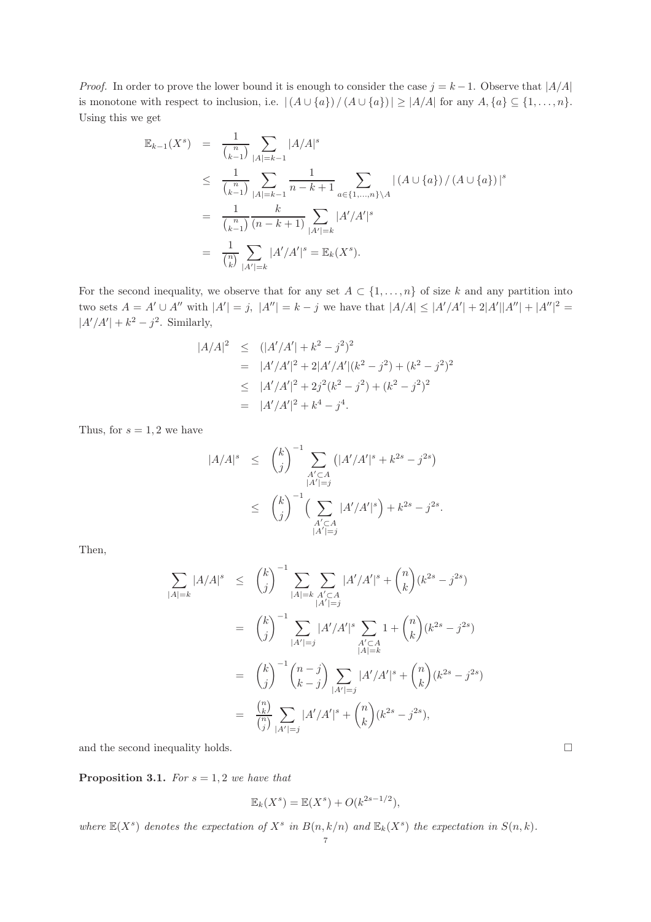*Proof.* In order to prove the lower bound it is enough to consider the case $j = k-1$. Observe that $|A/A|$ is monotone with respect to inclusion, i.e. $|\,(A \cup \{a\})\,/\,(A \cup \{a\})\,| \geq |A/A|$ for any $A, \{a\} \subseteq \{1, \ldots, n\}$. Using this we get

$$
\begin{aligned}
\mathbb{E}_{k-1}(X^s) &= \frac{1}{\binom{n}{k-1}} \sum_{|A|=k-1} |A/A|^s \\
&\leq \frac{1}{\binom{n}{k-1}} \sum_{|A|=k-1} \frac{1}{n-k+1} \sum_{a \in \{1,\ldots,n\} \setminus A} |\,(A \cup \{a\})\,/\,(A \cup \{a\})\,|^s \\
&= \frac{1}{\binom{n}{k-1}} \frac{k}{(n-k+1)} \sum_{|A'|=k} |A'/A'|^s \\
&= \frac{1}{\binom{n}{k}} \sum_{|A'|=k} |A'/A'|^s = \mathbb{E}_k(X^s).
\end{aligned}
$$

For the second inequality, we observe that for any set $A \subset \{1, \ldots, n\}$ of size $k$ and any partition into two sets $A = A' \cup A''$ with $|A'| = j$, $|A''| = k-j$ we have that $|A/A| \leq |A'/A'| + 2|A'||A''| + |A''|^2 = |A'/A'| + k^2 - j^2$. Similarly,

$$
\begin{aligned}
|A/A|^2 &\leq (|A'/A'| + k^2 - j^2)^2 \\
&= |A'/A'|^2 + 2|A'/A'|(k^2 - j^2) + (k^2 - j^2)^2 \\
&\leq |A'/A'|^2 + 2j^2(k^2 - j^2) + (k^2 - j^2)^2 \\
&= |A'/A'|^2 + k^4 - j^4.
\end{aligned}
$$

Thus, for $s = 1, 2$ we have

$$
\begin{aligned}
|A/A|^s &\leq \binom{k}{j}^{-1} \sum_{\substack{A' \subset A \\ |A'|=j}} \left( |A'/A'|^s + k^{2s} - j^{2s} \right) \\
&\leq \binom{k}{j}^{-1} \Big( \sum_{\substack{A' \subset A \\ |A'|=j}} |A'/A'|^s \Big) + k^{2s} - j^{2s}.
\end{aligned}
$$

Then,

$$
\begin{aligned}
\sum_{|A|=k} |A/A|^s &\leq \binom{k}{j}^{-1} \sum_{|A|=k} \sum_{\substack{A' \subset A \\ |A'|=j}} |A'/A'|^s + \binom{n}{k}(k^{2s} - j^{2s}) \\
&= \binom{k}{j}^{-1} \sum_{|A'|=j} |A'/A'|^s \sum_{\substack{A' \subset A \\ |A|=k}} 1 + \binom{n}{k}(k^{2s} - j^{2s}) \\
&= \binom{k}{j}^{-1} \binom{n-j}{k-j} \sum_{|A'|=j} |A'/A'|^s + \binom{n}{k}(k^{2s} - j^{2s}) \\
&= \frac{\binom{n}{k}}{\binom{n}{j}} \sum_{|A'|=j} |A'/A'|^s + \binom{n}{k}(k^{2s} - j^{2s}),
\end{aligned}
$$

and the second inequality holds. $\square$

**Proposition 3.1.** *For $s = 1, 2$ we have that*

$$\mathbb{E}_k(X^s) = \mathbb{E}(X^s) + O(k^{2s-1/2}),$$

*where $\mathbb{E}(X^s)$ denotes the expectation of $X^s$ in $B(n, k/n)$ and $\mathbb{E}_k(X^s)$ the expectation in $S(n, k)$.*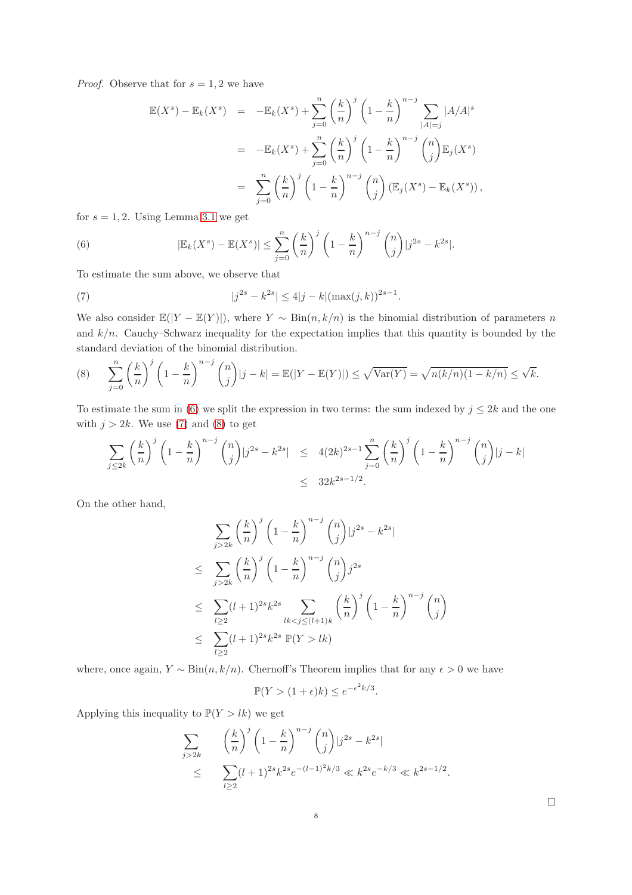*Proof.* Observe that for $s = 1, 2$ we have

$$
\begin{aligned}
\mathbb{E}(X^s) - \mathbb{E}_k(X^s) &= -\mathbb{E}_k(X^s) + \sum_{j=0}^{n} \left(\frac{k}{n}\right)^j \left(1 - \frac{k}{n}\right)^{n-j} \sum_{|A|=j} |A/A|^s \\
&= -\mathbb{E}_k(X^s) + \sum_{j=0}^{n} \left(\frac{k}{n}\right)^j \left(1 - \frac{k}{n}\right)^{n-j} \binom{n}{j} \mathbb{E}_j(X^s) \\
&= \sum_{j=0}^{n} \left(\frac{k}{n}\right)^j \left(1 - \frac{k}{n}\right)^{n-j} \binom{n}{j} \left(\mathbb{E}_j(X^s) - \mathbb{E}_k(X^s)\right),
\end{aligned}
$$

for $s = 1, 2$. Using Lemma 3.1 we get

$$
|\mathbb{E}_k(X^s) - \mathbb{E}(X^s)| \leq \sum_{j=0}^{n} \left(\frac{k}{n}\right)^j \left(1 - \frac{k}{n}\right)^{n-j} \binom{n}{j} |j^{2s} - k^{2s}|. \tag{6}
$$

To estimate the sum above, we observe that

$$
|j^{2s} - k^{2s}| \leq 4|j - k|(\max(j, k))^{2s-1}. \tag{7}
$$

We also consider $\mathbb{E}(|Y - \mathbb{E}(Y)|)$, where $Y \sim \text{Bin}(n, k/n)$ is the binomial distribution of parameters $n$ and $k/n$. Cauchy–Schwarz inequality for the expectation implies that this quantity is bounded by the standard deviation of the binomial distribution.

$$
\sum_{j=0}^{n} \left(\frac{k}{n}\right)^j \left(1 - \frac{k}{n}\right)^{n-j} \binom{n}{j} |j - k| = \mathbb{E}(|Y - \mathbb{E}(Y)|) \leq \sqrt{\text{Var}(Y)} = \sqrt{n(k/n)(1 - k/n)} \leq \sqrt{k}. \tag{8}
$$

To estimate the sum in (6) we split the expression in two terms: the sum indexed by $j \leq 2k$ and the one with $j > 2k$. We use (7) and (8) to get

$$
\begin{aligned}
\sum_{j \leq 2k} \left(\frac{k}{n}\right)^j \left(1 - \frac{k}{n}\right)^{n-j} \binom{n}{j} |j^{2s} - k^{2s}| &\leq 4(2k)^{2s-1} \sum_{j=0}^{n} \left(\frac{k}{n}\right)^j \left(1 - \frac{k}{n}\right)^{n-j} \binom{n}{j} |j - k| \\
&\leq 32k^{2s-1/2}.
\end{aligned}
$$

On the other hand,

$$
\begin{aligned}
&\sum_{j > 2k} \left(\frac{k}{n}\right)^j \left(1 - \frac{k}{n}\right)^{n-j} \binom{n}{j} |j^{2s} - k^{2s}| \\
\leq \;& \sum_{j > 2k} \left(\frac{k}{n}\right)^j \left(1 - \frac{k}{n}\right)^{n-j} \binom{n}{j} j^{2s} \\
\leq \;& \sum_{l \geq 2} (l+1)^{2s} k^{2s} \sum_{lk < j \leq (l+1)k} \left(\frac{k}{n}\right)^j \left(1 - \frac{k}{n}\right)^{n-j} \binom{n}{j} \\
\leq \;& \sum_{l \geq 2} (l+1)^{2s} k^{2s} \, \mathbb{P}(Y > lk)
\end{aligned}
$$

where, once again, $Y \sim \text{Bin}(n, k/n)$. Chernoff's Theorem implies that for any $\epsilon > 0$ we have

$$
\mathbb{P}(Y > (1 + \epsilon)k) \leq e^{-\epsilon^2 k/3}.
$$

Applying this inequality to $\mathbb{P}(Y > lk)$ we get

$$
\begin{aligned}
&\sum_{j > 2k} \left(\frac{k}{n}\right)^j \left(1 - \frac{k}{n}\right)^{n-j} \binom{n}{j} |j^{2s} - k^{2s}| \\
\leq \;& \sum_{l \geq 2} (l+1)^{2s} k^{2s} e^{-(l-1)^2 k/3} \ll k^{2s} e^{-k/3} \ll k^{2s-1/2}.
\end{aligned}
$$

$\square$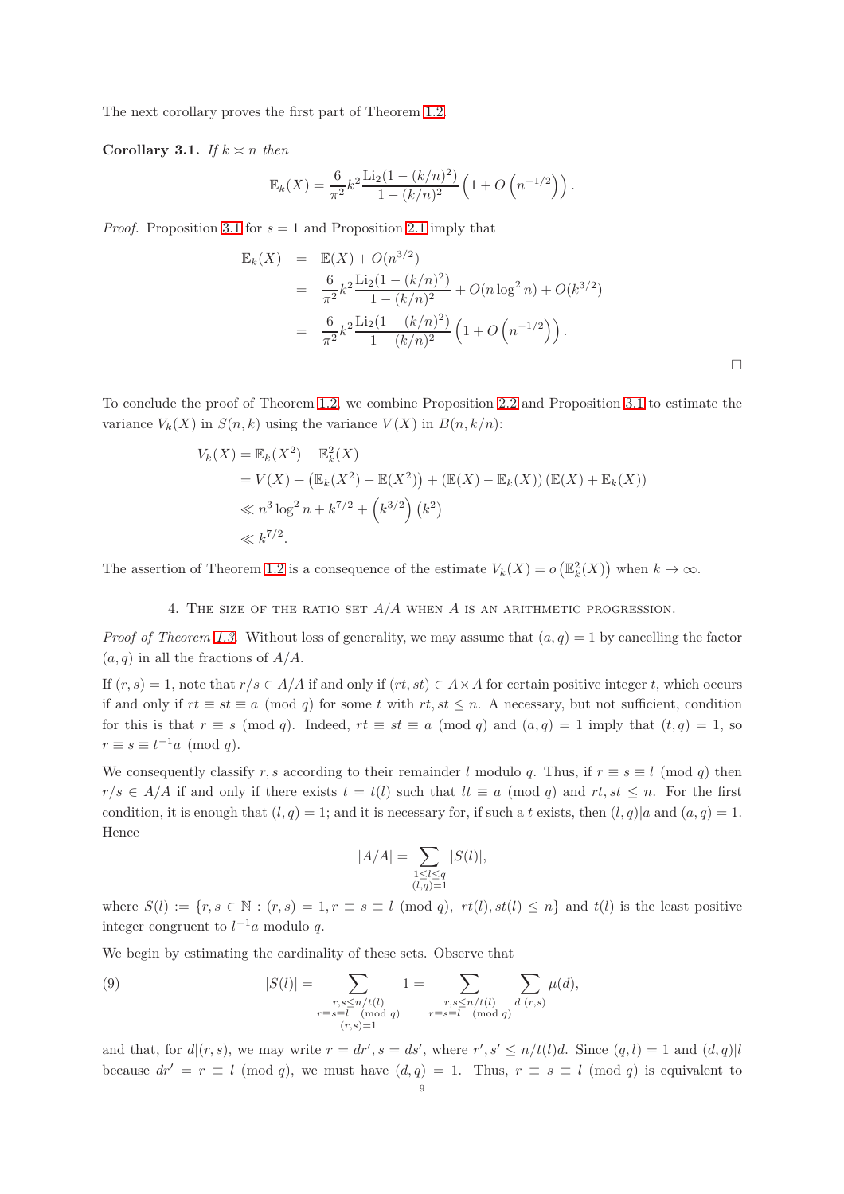The next corollary proves the first part of Theorem 1.2.

**Corollary 3.1.** *If $k \asymp n$ then*

$$\mathbb{E}_k(X) = \frac{6}{\pi^2} k^2 \frac{\mathrm{Li}_2(1-(k/n)^2)}{1-(k/n)^2}\left(1 + O\left(n^{-1/2}\right)\right).$$

*Proof.* Proposition 3.1 for $s = 1$ and Proposition 2.1 imply that

$$\begin{aligned}
\mathbb{E}_k(X) &= \mathbb{E}(X) + O(n^{3/2}) \\
&= \frac{6}{\pi^2} k^2 \frac{\mathrm{Li}_2(1-(k/n)^2)}{1-(k/n)^2} + O(n \log^2 n) + O(k^{3/2}) \\
&= \frac{6}{\pi^2} k^2 \frac{\mathrm{Li}_2(1-(k/n)^2)}{1-(k/n)^2}\left(1 + O\left(n^{-1/2}\right)\right).
\end{aligned}$$

$\square$

To conclude the proof of Theorem 1.2, we combine Proposition 2.2 and Proposition 3.1 to estimate the variance $V_k(X)$ in $S(n,k)$ using the variance $V(X)$ in $B(n,k/n)$:

$$\begin{aligned}
V_k(X) &= \mathbb{E}_k(X^2) - \mathbb{E}_k^2(X) \\
&= V(X) + \left(\mathbb{E}_k(X^2) - \mathbb{E}(X^2)\right) + \left(\mathbb{E}(X) - \mathbb{E}_k(X)\right)\left(\mathbb{E}(X) + \mathbb{E}_k(X)\right) \\
&\ll n^3 \log^2 n + k^{7/2} + \left(k^{3/2}\right)\left(k^2\right) \\
&\ll k^{7/2}.
\end{aligned}$$

The assertion of Theorem 1.2 is a consequence of the estimate $V_k(X) = o\left(\mathbb{E}_k^2(X)\right)$ when $k \to \infty$.

## 4. The size of the ratio set $A/A$ when $A$ is an arithmetic progression.

*Proof of Theorem 1.3.* Without loss of generality, we may assume that $(a,q) = 1$ by cancelling the factor $(a,q)$ in all the fractions of $A/A$.

If $(r,s) = 1$, note that $r/s \in A/A$ if and only if $(rt, st) \in A \times A$ for certain positive integer $t$, which occurs if and only if $rt \equiv st \equiv a \pmod q$ for some $t$ with $rt, st \le n$. A necessary, but not sufficient, condition for this is that $r \equiv s \pmod q$. Indeed, $rt \equiv st \equiv a \pmod q$ and $(a,q) = 1$ imply that $(t,q) = 1$, so $r \equiv s \equiv t^{-1}a \pmod q$.

We consequently classify $r, s$ according to their remainder $l$ modulo $q$. Thus, if $r \equiv s \equiv l \pmod q$ then $r/s \in A/A$ if and only if there exists $t = t(l)$ such that $lt \equiv a \pmod q$ and $rt, st \le n$. For the first condition, it is enough that $(l,q) = 1$; and it is necessary for, if such a $t$ exists, then $(l,q) | a$ and $(a,q) = 1$. Hence

$$|A/A| = \sum_{\substack{1 \le l \le q \\ (l,q)=1}} |S(l)|,$$

where $S(l) := \{r, s \in \mathbb{N} : (r,s) = 1, r \equiv s \equiv l \pmod q,\ rt(l), st(l) \le n\}$ and $t(l)$ is the least positive integer congruent to $l^{-1}a$ modulo $q$.

We begin by estimating the cardinality of these sets. Observe that

$$|S(l)| = \sum_{\substack{r,s \le n/t(l) \\ r \equiv s \equiv l \pmod q \\ (r,s)=1}} 1 = \sum_{\substack{r,s \le n/t(l) \\ r \equiv s \equiv l \pmod q}} \sum_{d|(r,s)} \mu(d), \tag{9}$$

and that, for $d|(r,s)$, we may write $r = dr'$, $s = ds'$, where $r', s' \le n/t(l)d$. Since $(q,l) = 1$ and $(d,q)|l$ because $dr' = r \equiv l \pmod q$, we must have $(d,q) = 1$. Thus, $r \equiv s \equiv l \pmod q$ is equivalent to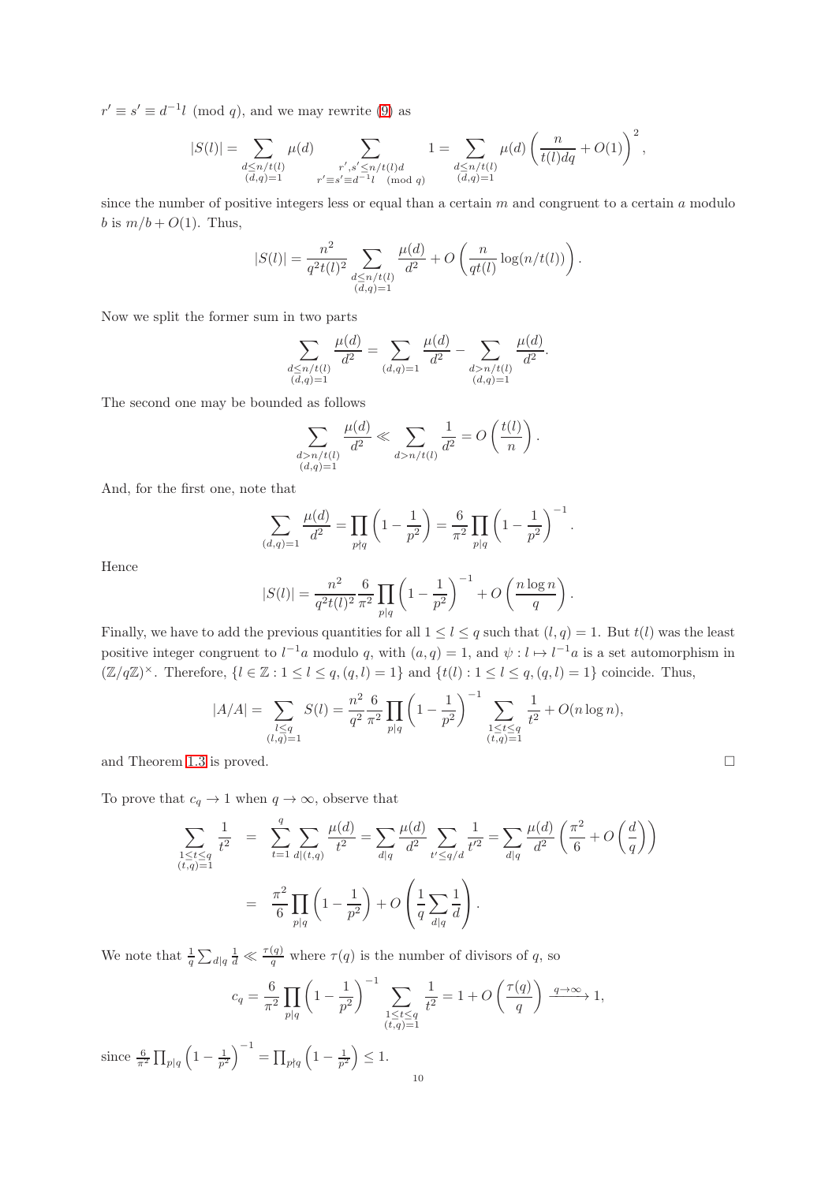$r' \equiv s' \equiv d^{-1}l \pmod{q}$, and we may rewrite (9) as

$$|S(l)| = \sum_{\substack{d \le n/t(l) \\ (d,q)=1}} \mu(d) \sum_{\substack{r',s' \le n/t(l)d \\ r' \equiv s' \equiv d^{-1}l \pmod{q}}} 1 = \sum_{\substack{d \le n/t(l) \\ (d,q)=1}} \mu(d) \left( \frac{n}{t(l)dq} + O(1) \right)^2,$$

since the number of positive integers less or equal than a certain $m$ and congruent to a certain $a$ modulo $b$ is $m/b + O(1)$. Thus,

$$|S(l)| = \frac{n^2}{q^2 t(l)^2} \sum_{\substack{d \le n/t(l) \\ (d,q)=1}} \frac{\mu(d)}{d^2} + O\left( \frac{n}{qt(l)} \log(n/t(l)) \right).$$

Now we split the former sum in two parts

$$\sum_{\substack{d \le n/t(l) \\ (d,q)=1}} \frac{\mu(d)}{d^2} = \sum_{(d,q)=1} \frac{\mu(d)}{d^2} - \sum_{\substack{d > n/t(l) \\ (d,q)=1}} \frac{\mu(d)}{d^2}.$$

The second one may be bounded as follows

$$\sum_{\substack{d > n/t(l) \\ (d,q)=1}} \frac{\mu(d)}{d^2} \ll \sum_{d > n/t(l)} \frac{1}{d^2} = O\left( \frac{t(l)}{n} \right).$$

And, for the first one, note that

$$\sum_{(d,q)=1} \frac{\mu(d)}{d^2} = \prod_{p \nmid q} \left( 1 - \frac{1}{p^2} \right) = \frac{6}{\pi^2} \prod_{p \mid q} \left( 1 - \frac{1}{p^2} \right)^{-1}.$$

Hence

$$|S(l)| = \frac{n^2}{q^2 t(l)^2} \frac{6}{\pi^2} \prod_{p \mid q} \left( 1 - \frac{1}{p^2} \right)^{-1} + O\left( \frac{n \log n}{q} \right).$$

Finally, we have to add the previous quantities for all $1 \le l \le q$ such that $(l,q) = 1$. But $t(l)$ was the least positive integer congruent to $l^{-1}a$ modulo $q$, with $(a,q) = 1$, and $\psi : l \mapsto l^{-1}a$ is a set automorphism in $(\mathbb{Z}/q\mathbb{Z})^\times$. Therefore, $\{l \in \mathbb{Z} : 1 \le l \le q, (q,l) = 1\}$ and $\{t(l) : 1 \le l \le q, (q,l) = 1\}$ coincide. Thus,

$$|A/A| = \sum_{\substack{l \le q \\ (l,q)=1}} S(l) = \frac{n^2}{q^2} \frac{6}{\pi^2} \prod_{p \mid q} \left( 1 - \frac{1}{p^2} \right)^{-1} \sum_{\substack{1 \le t \le q \\ (t,q)=1}} \frac{1}{t^2} + O(n \log n),$$

and Theorem 1.3 is proved. □

To prove that $c_q \to 1$ when $q \to \infty$, observe that

$$\begin{aligned} \sum_{\substack{1 \le t \le q \\ (t,q)=1}} \frac{1}{t^2} &= \sum_{t=1}^{q} \sum_{d \mid (t,q)} \frac{\mu(d)}{t^2} = \sum_{d \mid q} \frac{\mu(d)}{d^2} \sum_{t' \le q/d} \frac{1}{t'^2} = \sum_{d \mid q} \frac{\mu(d)}{d^2} \left( \frac{\pi^2}{6} + O\left( \frac{d}{q} \right) \right) \\ &= \frac{\pi^2}{6} \prod_{p \mid q} \left( 1 - \frac{1}{p^2} \right) + O\left( \frac{1}{q} \sum_{d \mid q} \frac{1}{d} \right). \end{aligned}$$

We note that $\frac{1}{q} \sum_{d \mid q} \frac{1}{d} \ll \frac{\tau(q)}{q}$ where $\tau(q)$ is the number of divisors of $q$, so

$$c_q = \frac{6}{\pi^2} \prod_{p \mid q} \left( 1 - \frac{1}{p^2} \right)^{-1} \sum_{\substack{1 \le t \le q \\ (t,q)=1}} \frac{1}{t^2} = 1 + O\left( \frac{\tau(q)}{q} \right) \xrightarrow{q \to \infty} 1,$$

since $\frac{6}{\pi^2} \prod_{p \mid q} \left( 1 - \frac{1}{p^2} \right)^{-1} = \prod_{p \nmid q} \left( 1 - \frac{1}{p^2} \right) \le 1$.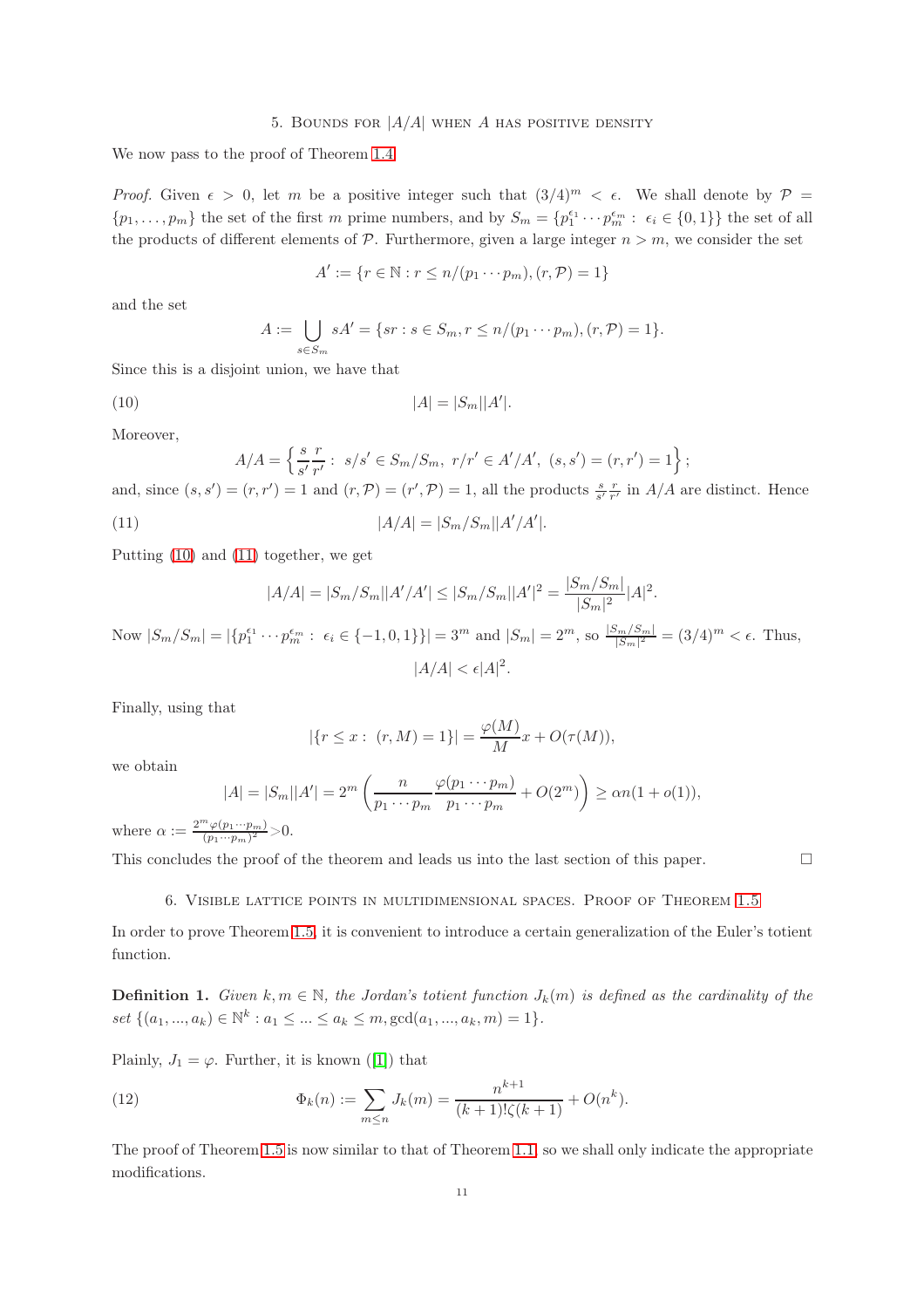## 5. Bounds for $|A/A|$ when $A$ has positive density

We now pass to the proof of Theorem 1.4.

*Proof.* Given $\epsilon > 0$, let $m$ be a positive integer such that $(3/4)^m < \epsilon$. We shall denote by $\mathcal{P} = \{p_1, \ldots, p_m\}$ the set of the first $m$ prime numbers, and by $S_m = \{p_1^{\epsilon_1} \cdots p_m^{\epsilon_m} : \epsilon_i \in \{0,1\}\}$ the set of all the products of different elements of $\mathcal{P}$. Furthermore, given a large integer $n > m$, we consider the set

$$A' := \{r \in \mathbb{N} : r \le n/(p_1 \cdots p_m), (r, \mathcal{P}) = 1\}$$

and the set

$$A := \bigcup_{s \in S_m} sA' = \{sr : s \in S_m, r \le n/(p_1 \cdots p_m), (r, \mathcal{P}) = 1\}.$$

Since this is a disjoint union, we have that

$$|A| = |S_m||A'|. \tag{10}$$

Moreover,

$$A/A = \left\{ \frac{s}{s'}\frac{r}{r'} : \ s/s' \in S_m/S_m, \ r/r' \in A'/A', \ (s,s') = (r,r') = 1 \right\};$$

and, since $(s,s') = (r,r') = 1$ and $(r, \mathcal{P}) = (r', \mathcal{P}) = 1$, all the products $\frac{s}{s'}\frac{r}{r'}$ in $A/A$ are distinct. Hence

$$|A/A| = |S_m/S_m||A'/A'|. \tag{11}$$

Putting (10) and (11) together, we get

$$|A/A| = |S_m/S_m||A'/A'| \le |S_m/S_m||A'|^2 = \frac{|S_m/S_m|}{|S_m|^2}|A|^2.$$

Now $|S_m/S_m| = |\{p_1^{\epsilon_1} \cdots p_m^{\epsilon_m} : \ \epsilon_i \in \{-1,0,1\}\}| = 3^m$ and $|S_m| = 2^m$, so $\frac{|S_m/S_m|}{|S_m|^2} = (3/4)^m < \epsilon$. Thus,

$$|A/A| < \epsilon |A|^2.$$

Finally, using that

$$|\{r \le x : \ (r, M) = 1\}| = \frac{\varphi(M)}{M}x + O(\tau(M)),$$

we obtain

$$|A| = |S_m||A'| = 2^m \left( \frac{n}{p_1 \cdots p_m} \frac{\varphi(p_1 \cdots p_m)}{p_1 \cdots p_m} + O(2^m) \right) \ge \alpha n(1 + o(1)),$$

where $\alpha := \frac{2^m \varphi(p_1 \cdots p_m)}{(p_1 \cdots p_m)^2} > 0$.

This concludes the proof of the theorem and leads us into the last section of this paper. □

## 6. Visible lattice points in multidimensional spaces. Proof of Theorem 1.5

In order to prove Theorem 1.5, it is convenient to introduce a certain generalization of the Euler's totient function.

**Definition 1.** *Given $k, m \in \mathbb{N}$, the Jordan's totient function $J_k(m)$ is defined as the cardinality of the set $\{(a_1, ..., a_k) \in \mathbb{N}^k : a_1 \le ... \le a_k \le m, \gcd(a_1, ..., a_k, m) = 1\}$.*

Plainly, $J_1 = \varphi$. Further, it is known ([1]) that

$$\Phi_k(n) := \sum_{m \le n} J_k(m) = \frac{n^{k+1}}{(k+1)!\zeta(k+1)} + O(n^k). \tag{12}$$

The proof of Theorem 1.5 is now similar to that of Theorem 1.1, so we shall only indicate the appropriate modifications.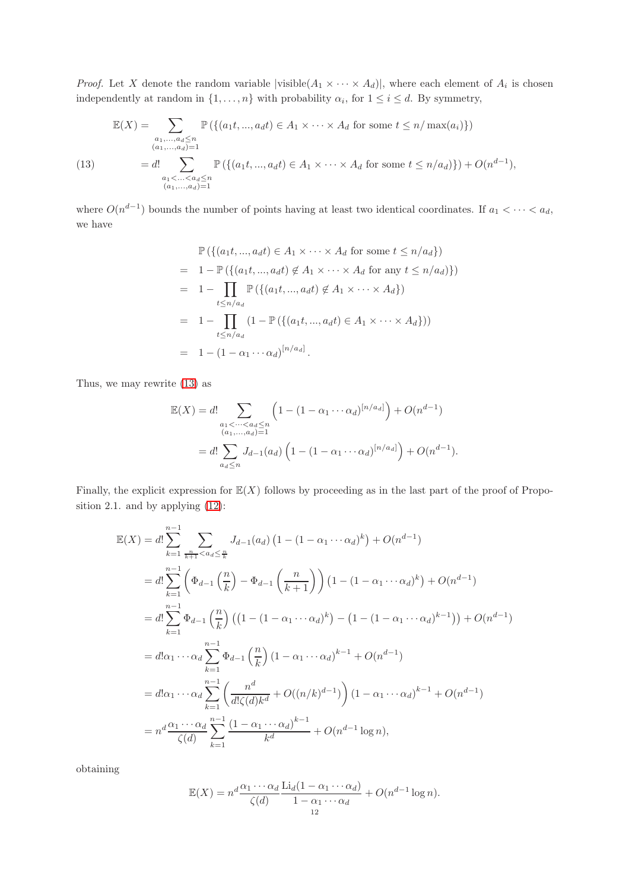*Proof.* Let $X$ denote the random variable $|\text{visible}(A_1 \times \cdots \times A_d)|$, where each element of $A_i$ is chosen independently at random in $\{1, \ldots, n\}$ with probability $\alpha_i$, for $1 \leq i \leq d$. By symmetry,

$$
\begin{aligned}
\mathbb{E}(X) &= \sum_{\substack{a_1,\ldots,a_d \leq n \\ (a_1,\ldots,a_d)=1}} \mathbb{P}\left(\{(a_1 t, \ldots, a_d t) \in A_1 \times \cdots \times A_d \text{ for some } t \leq n/\max(a_i)\}\right) \\
&= d! \sum_{\substack{a_1<\ldots<a_d \leq n \\ (a_1,\ldots,a_d)=1}} \mathbb{P}\left(\{(a_1 t, \ldots, a_d t) \in A_1 \times \cdots \times A_d \text{ for some } t \leq n/a_d)\}\right) + O(n^{d-1}),
\end{aligned} \tag{13}
$$

where $O(n^{d-1})$ bounds the number of points having at least two identical coordinates. If $a_1 < \cdots < a_d$, we have

$$
\begin{aligned}
& \mathbb{P}\left(\{(a_1 t, \ldots, a_d t) \in A_1 \times \cdots \times A_d \text{ for some } t \leq n/a_d\}\right) \\
= \;& 1 - \mathbb{P}\left(\{(a_1 t, \ldots, a_d t) \notin A_1 \times \cdots \times A_d \text{ for any } t \leq n/a_d)\}\right) \\
= \;& 1 - \prod_{t \leq n/a_d} \mathbb{P}\left(\{(a_1 t, \ldots, a_d t) \notin A_1 \times \cdots \times A_d\}\right) \\
= \;& 1 - \prod_{t \leq n/a_d} \left(1 - \mathbb{P}\left(\{(a_1 t, \ldots, a_d t) \in A_1 \times \cdots \times A_d\}\right)\right) \\
= \;& 1 - (1 - \alpha_1 \cdots \alpha_d)^{[n/a_d]}.
\end{aligned}
$$

Thus, we may rewrite (13) as

$$
\begin{aligned}
\mathbb{E}(X) &= d! \sum_{\substack{a_1<\cdots<a_d \leq n \\ (a_1,\ldots,a_d)=1}} \left(1 - (1 - \alpha_1 \cdots \alpha_d)^{[n/a_d]}\right) + O(n^{d-1}) \\
&= d! \sum_{a_d \leq n} J_{d-1}(a_d) \left(1 - (1 - \alpha_1 \cdots \alpha_d)^{[n/a_d]}\right) + O(n^{d-1}).
\end{aligned}
$$

Finally, the explicit expression for $\mathbb{E}(X)$ follows by proceeding as in the last part of the proof of Proposition 2.1. and by applying (12):

$$
\begin{aligned}
\mathbb{E}(X) &= d! \sum_{k=1}^{n-1} \sum_{\frac{n}{k+1} < a_d \leq \frac{n}{k}} J_{d-1}(a_d) \left(1 - (1 - \alpha_1 \cdots \alpha_d)^k\right) + O(n^{d-1}) \\
&= d! \sum_{k=1}^{n-1} \left(\Phi_{d-1}\left(\frac{n}{k}\right) - \Phi_{d-1}\left(\frac{n}{k+1}\right)\right) \left(1 - (1 - \alpha_1 \cdots \alpha_d)^k\right) + O(n^{d-1}) \\
&= d! \sum_{k=1}^{n-1} \Phi_{d-1}\left(\frac{n}{k}\right) \left(\left(1 - (1 - \alpha_1 \cdots \alpha_d)^k\right) - \left(1 - (1 - \alpha_1 \cdots \alpha_d)^{k-1}\right)\right) + O(n^{d-1}) \\
&= d! \alpha_1 \cdots \alpha_d \sum_{k=1}^{n-1} \Phi_{d-1}\left(\frac{n}{k}\right) (1 - \alpha_1 \cdots \alpha_d)^{k-1} + O(n^{d-1}) \\
&= d! \alpha_1 \cdots \alpha_d \sum_{k=1}^{n-1} \left(\frac{n^d}{d! \zeta(d) k^d} + O((n/k)^{d-1})\right) (1 - \alpha_1 \cdots \alpha_d)^{k-1} + O(n^{d-1}) \\
&= n^d \frac{\alpha_1 \cdots \alpha_d}{\zeta(d)} \sum_{k=1}^{n-1} \frac{(1 - \alpha_1 \cdots \alpha_d)^{k-1}}{k^d} + O(n^{d-1} \log n),
\end{aligned}
$$

obtaining

$$
\mathbb{E}(X) = n^d \frac{\alpha_1 \cdots \alpha_d}{\zeta(d)} \frac{\mathrm{Li}_d(1 - \alpha_1 \cdots \alpha_d)}{1 - \alpha_1 \cdots \alpha_d} + O(n^{d-1} \log n).
$$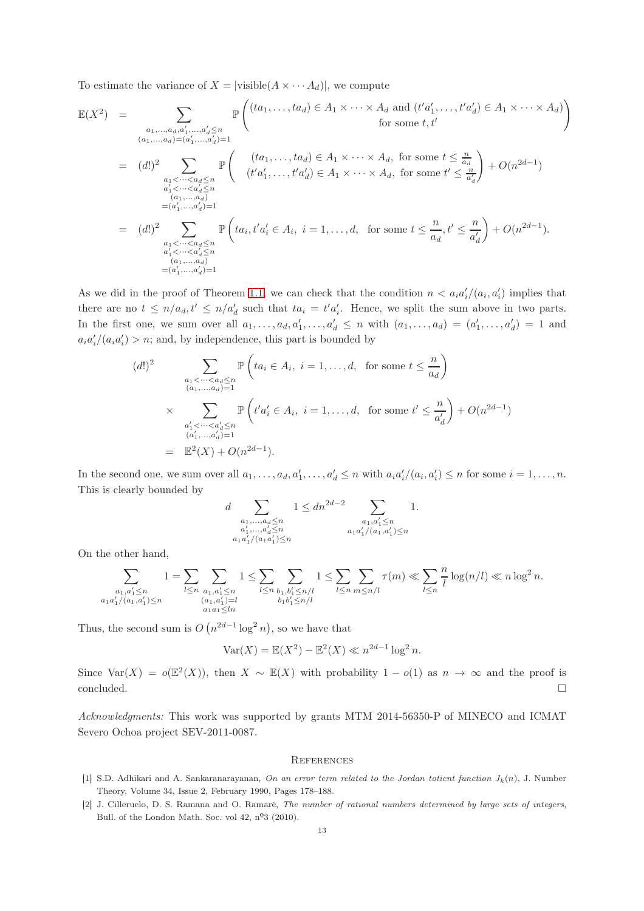To estimate the variance of $X = |\text{visible}(A \times \cdots A_d)|$, we compute

$$
\begin{aligned}
\mathbb{E}(X^2) &= \sum_{\substack{a_1,\dots,a_d,a_1',\dots,a_d' \le n \\ (a_1,\dots,a_d)=(a_1',\dots,a_d')=1}} \mathbb{P}\left( \begin{array}{c} (ta_1,\dots,ta_d) \in A_1 \times \cdots \times A_d \text{ and } (t'a_1',\dots,t'a_d') \in A_1 \times \cdots \times A_d \\ \text{for some } t, t' \end{array} \right) \\
&= (d!)^2 \sum_{\substack{a_1 < \cdots < a_d \le n \\ a_1' < \cdots < a_d' \le n \\ (a_1,\dots,a_d) \\ =(a_1',\dots,a_d')=1}} \mathbb{P}\left( \begin{array}{c} (ta_1,\dots,ta_d) \in A_1 \times \cdots \times A_d, \text{ for some } t \le \frac{n}{a_d} \\ (t'a_1',\dots,t'a_d') \in A_1 \times \cdots \times A_d, \text{ for some } t' \le \frac{n}{a_d'} \end{array} \right) + O(n^{2d-1}) \\
&= (d!)^2 \sum_{\substack{a_1 < \cdots < a_d \le n \\ a_1' < \cdots < a_d' \le n \\ (a_1,\dots,a_d) \\ =(a_1',\dots,a_d')=1}} \mathbb{P}\left( ta_i, t'a_i' \in A_i, \ i = 1,\dots,d, \ \text{ for some } t \le \frac{n}{a_d}, t' \le \frac{n}{a_d'} \right) + O(n^{2d-1}).
\end{aligned}
$$

As we did in the proof of Theorem 1.1, we can check that the condition $n < a_i a_i'/(a_i, a_i')$ implies that there are no $t \le n/a_d, t' \le n/a_d'$ such that $ta_i = t'a_i'$. Hence, we split the sum above in two parts. In the first one, we sum over all $a_1,\dots,a_d,a_1',\dots,a_d' \le n$ with $(a_1,\dots,a_d) = (a_1',\dots,a_d') = 1$ and $a_i a_i'/(a_i a_i') > n$; and, by independence, this part is bounded by

$$
\begin{aligned}
(d!)^2 & \sum_{\substack{a_1 < \cdots < a_d \le n \\ (a_1,\dots,a_d)=1}} \mathbb{P}\left( ta_i \in A_i, \ i = 1,\dots,d, \ \text{ for some } t \le \frac{n}{a_d} \right) \\
\times & \sum_{\substack{a_1' < \cdots < a_d' \le n \\ (a_1',\dots,a_d')=1}} \mathbb{P}\left( t'a_i' \in A_i, \ i = 1,\dots,d, \ \text{ for some } t' \le \frac{n}{a_d'} \right) + O(n^{2d-1}) \\
= \ & \mathbb{E}^2(X) + O(n^{2d-1}).
\end{aligned}
$$

In the second one, we sum over all $a_1,\dots,a_d,a_1',\dots,a_d' \le n$ with $a_i a_i'/(a_i, a_i') \le n$ for some $i = 1,\dots,n$. This is clearly bounded by

$$
d \sum_{\substack{a_1,\dots,a_d \le n \\ a_1',\dots,a_d' \le n \\ a_1 a_1'/(a_1 a_1') \le n}} 1 \le d n^{2d-2} \sum_{\substack{a_1, a_1' \le n \\ a_1 a_1'/(a_1, a_1') \le n}} 1.
$$

On the other hand,

$$
\sum_{\substack{a_1, a_1' \le n \\ a_1 a_1'/(a_1, a_1') \le n}} 1 = \sum_{l \le n} \sum_{\substack{a_1, a_1' \le n \\ (a_1, a_1') = l \\ a_1 a_1 \le ln}} 1 \le \sum_{l \le n} \sum_{\substack{b_1, b_1' \le n/l \\ b_1 b_1' \le n/l}} 1 \le \sum_{l \le n} \sum_{m \le n/l} \tau(m) \ll \sum_{l \le n} \frac{n}{l} \log(n/l) \ll n \log^2 n.
$$

Thus, the second sum is $O\left(n^{2d-1} \log^2 n\right)$, so we have that

$$
\text{Var}(X) = \mathbb{E}(X^2) - \mathbb{E}^2(X) \ll n^{2d-1} \log^2 n.
$$

Since $\text{Var}(X) = o(\mathbb{E}^2(X))$, then $X \sim \mathbb{E}(X)$ with probability $1 - o(1)$ as $n \to \infty$ and the proof is concluded. □

*Acknowledgments:* This work was supported by grants MTM 2014-56350-P of MINECO and ICMAT Severo Ochoa project SEV-2011-0087.

## References

[1] S.D. Adhikari and A. Sankaranarayanan, *On an error term related to the Jordan totient function $J_k(n)$*, J. Number Theory, Volume 34, Issue 2, February 1990, Pages 178–188.

[2] J. Cilleruelo, D. S. Ramana and O. Ramaré, *The number of rational numbers determined by large sets of integers*, Bull. of the London Math. Soc. vol 42, nº3 (2010).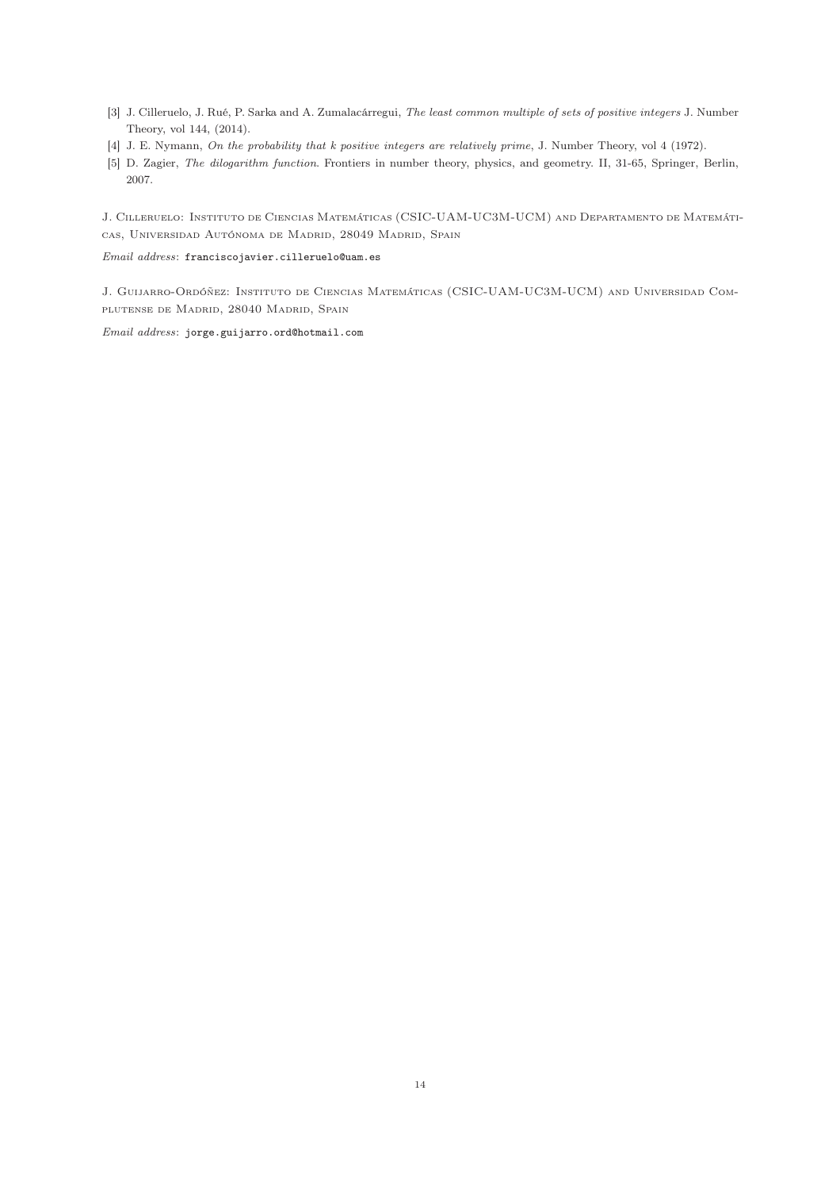[3] J. Cilleruelo, J. Rué, P. Sarka and A. Zumalacárregui, *The least common multiple of sets of positive integers* J. Number Theory, vol 144, (2014).

[4] J. E. Nymann, *On the probability that k positive integers are relatively prime*, J. Number Theory, vol 4 (1972).

[5] D. Zagier, *The dilogarithm function*. Frontiers in number theory, physics, and geometry. II, 31-65, Springer, Berlin, 2007.

J. Cilleruelo: Instituto de Ciencias Matemáticas (CSIC-UAM-UC3M-UCM) and Departamento de Matemáticas, Universidad Autónoma de Madrid, 28049 Madrid, Spain

*Email address*: franciscojavier.cilleruelo@uam.es

J. Guijarro-Ordóñez: Instituto de Ciencias Matemáticas (CSIC-UAM-UC3M-UCM) and Universidad Complutense de Madrid, 28040 Madrid, Spain

*Email address*: jorge.guijarro.ord@hotmail.com